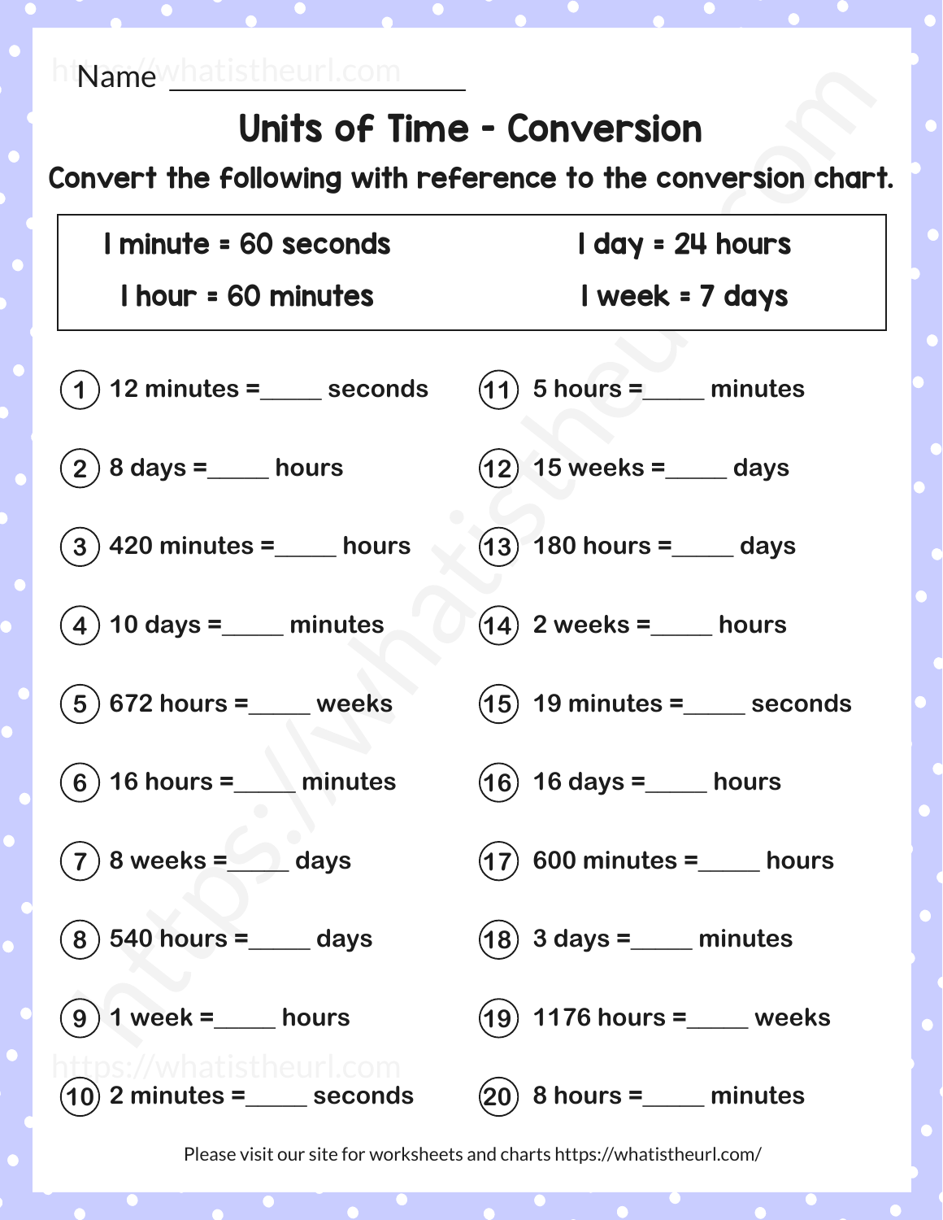Name ____________________

# Units of Time - Conversion

**Convert the following with reference to the conversion chart.**

| 1 minute = 60 seconds | 1 day = 24 hours |
|---|---|
| 1 hour = 60 minutes | 1 week = 7 days |

1. 12 minutes =_____ seconds
2. 8 days =_____ hours
3. 420 minutes =_____ hours
4. 10 days =_____ minutes
5. 672 hours =_____ weeks
6. 16 hours =_____ minutes
7. 8 weeks =_____ days
8. 540 hours =_____ days
9. 1 week =_____ hours
10. 2 minutes =_____ seconds
11. 5 hours =_____ minutes
12. 15 weeks =_____ days
13. 180 hours =_____ days
14. 2 weeks =_____ hours
15. 19 minutes =_____ seconds
16. 16 days =_____ hours
17. 600 minutes =_____ hours
18. 3 days =_____ minutes
19. 1176 hours =_____ weeks
20. 8 hours =_____ minutes

Please visit our site for worksheets and charts https://whatistheurl.com/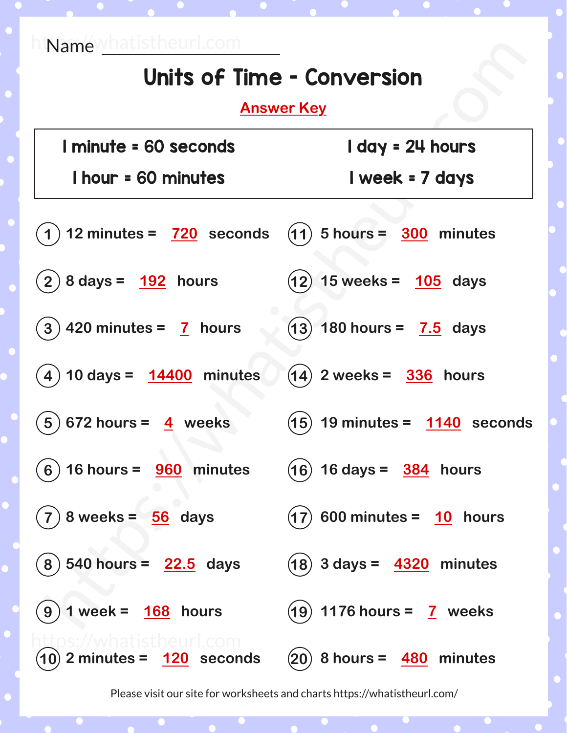Name ____________________

# Units of Time - Conversion

**Answer Key**

| | |
|---|---|
| 1 minute = 60 seconds | 1 day = 24 hours |
| 1 hour = 60 minutes | 1 week = 7 days |

1. 12 minutes = 720 seconds
2. 8 days = 192 hours
3. 420 minutes = 7 hours
4. 10 days = 14400 minutes
5. 672 hours = 4 weeks
6. 16 hours = 960 minutes
7. 8 weeks = 56 days
8. 540 hours = 22.5 days
9. 1 week = 168 hours
10. 2 minutes = 120 seconds
11. 5 hours = 300 minutes
12. 15 weeks = 105 days
13. 180 hours = 7.5 days
14. 2 weeks = 336 hours
15. 19 minutes = 1140 seconds
16. 16 days = 384 hours
17. 600 minutes = 10 hours
18. 3 days = 4320 minutes
19. 1176 hours = 7 weeks
20. 8 hours = 480 minutes

Please visit our site for worksheets and charts https://whatistheurl.com/